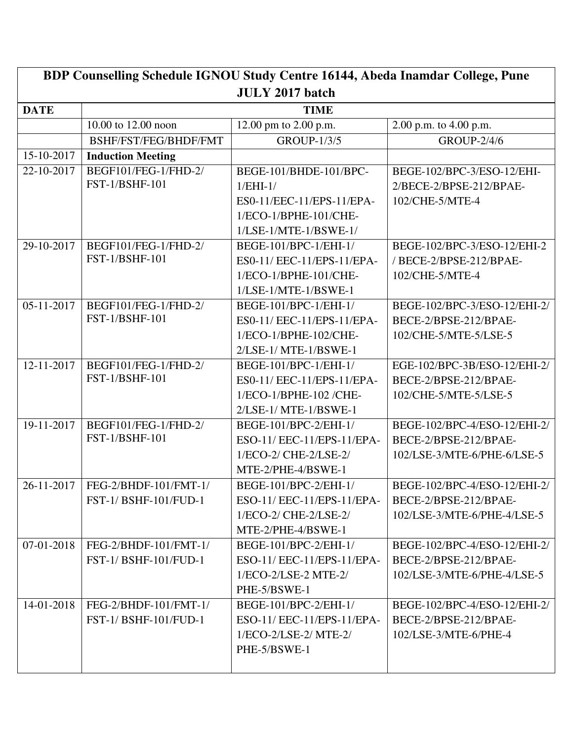**BDP Counselling Schedule IGNOU Study Centre 16144, Abeda Inamdar College, Pune JULY 2017 batch**

| DATE | TIME | | |
|---|---|---|---|
| | 10.00 to 12.00 noon | 12.00 pm to 2.00 p.m. | 2.00 p.m. to 4.00 p.m. |
| | BSHF/FST/FEG/BHDF/FMT | GROUP-1/3/5 | GROUP-2/4/6 |
| 15-10-2017 | **Induction Meeting** | | |
| 22-10-2017 | BEGF101/FEG-1/FHD-2/ FST-1/BSHF-101 | BEGE-101/BHDE-101/BPC-1/EHI-1/ ES0-11/EEC-11/EPS-11/EPA-1/ECO-1/BPHE-101/CHE-1/LSE-1/MTE-1/BSWE-1/ | BEGE-102/BPC-3/ESO-12/EHI-2/BECE-2/BPSE-212/BPAE-102/CHE-5/MTE-4 |
| 29-10-2017 | BEGF101/FEG-1/FHD-2/ FST-1/BSHF-101 | BEGE-101/BPC-1/EHI-1/ ES0-11/ EEC-11/EPS-11/EPA-1/ECO-1/BPHE-101/CHE-1/LSE-1/MTE-1/BSWE-1 | BEGE-102/BPC-3/ESO-12/EHI-2 / BECE-2/BPSE-212/BPAE-102/CHE-5/MTE-4 |
| 05-11-2017 | BEGF101/FEG-1/FHD-2/ FST-1/BSHF-101 | BEGE-101/BPC-1/EHI-1/ ES0-11/ EEC-11/EPS-11/EPA-1/ECO-1/BPHE-102/CHE-2/LSE-1/ MTE-1/BSWE-1 | BEGE-102/BPC-3/ESO-12/EHI-2/ BECE-2/BPSE-212/BPAE-102/CHE-5/MTE-5/LSE-5 |
| 12-11-2017 | BEGF101/FEG-1/FHD-2/ FST-1/BSHF-101 | BEGE-101/BPC-1/EHI-1/ ES0-11/ EEC-11/EPS-11/EPA-1/ECO-1/BPHE-102 /CHE-2/LSE-1/ MTE-1/BSWE-1 | EGE-102/BPC-3B/ESO-12/EHI-2/ BECE-2/BPSE-212/BPAE-102/CHE-5/MTE-5/LSE-5 |
| 19-11-2017 | BEGF101/FEG-1/FHD-2/ FST-1/BSHF-101 | BEGE-101/BPC-2/EHI-1/ ESO-11/ EEC-11/EPS-11/EPA-1/ECO-2/ CHE-2/LSE-2/ MTE-2/PHE-4/BSWE-1 | BEGE-102/BPC-4/ESO-12/EHI-2/ BECE-2/BPSE-212/BPAE-102/LSE-3/MTE-6/PHE-6/LSE-5 |
| 26-11-2017 | FEG-2/BHDF-101/FMT-1/ FST-1/ BSHF-101/FUD-1 | BEGE-101/BPC-2/EHI-1/ ESO-11/ EEC-11/EPS-11/EPA-1/ECO-2/ CHE-2/LSE-2/ MTE-2/PHE-4/BSWE-1 | BEGE-102/BPC-4/ESO-12/EHI-2/ BECE-2/BPSE-212/BPAE-102/LSE-3/MTE-6/PHE-4/LSE-5 |
| 07-01-2018 | FEG-2/BHDF-101/FMT-1/ FST-1/ BSHF-101/FUD-1 | BEGE-101/BPC-2/EHI-1/ ESO-11/ EEC-11/EPS-11/EPA-1/ECO-2/LSE-2 MTE-2/ PHE-5/BSWE-1 | BEGE-102/BPC-4/ESO-12/EHI-2/ BECE-2/BPSE-212/BPAE-102/LSE-3/MTE-6/PHE-4/LSE-5 |
| 14-01-2018 | FEG-2/BHDF-101/FMT-1/ FST-1/ BSHF-101/FUD-1 | BEGE-101/BPC-2/EHI-1/ ESO-11/ EEC-11/EPS-11/EPA-1/ECO-2/LSE-2/ MTE-2/ PHE-5/BSWE-1 | BEGE-102/BPC-4/ESO-12/EHI-2/ BECE-2/BPSE-212/BPAE-102/LSE-3/MTE-6/PHE-4 |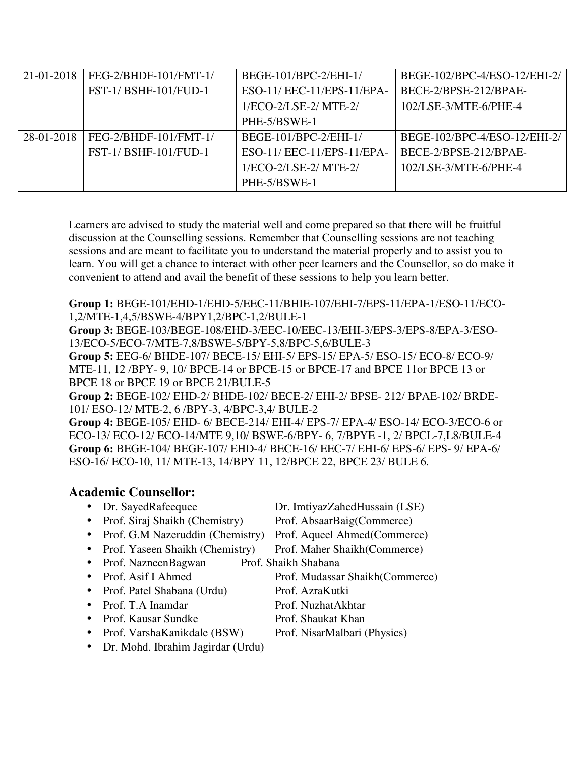| 21-01-2018 | FEG-2/BHDF-101/FMT-1/ FST-1/ BSHF-101/FUD-1 | BEGE-101/BPC-2/EHI-1/ ESO-11/ EEC-11/EPS-11/EPA-1/ECO-2/LSE-2/ MTE-2/ PHE-5/BSWE-1 | BEGE-102/BPC-4/ESO-12/EHI-2/ BECE-2/BPSE-212/BPAE-102/LSE-3/MTE-6/PHE-4 |
|---|---|---|---|
| 28-01-2018 | FEG-2/BHDF-101/FMT-1/ FST-1/ BSHF-101/FUD-1 | BEGE-101/BPC-2/EHI-1/ ESO-11/ EEC-11/EPS-11/EPA-1/ECO-2/LSE-2/ MTE-2/ PHE-5/BSWE-1 | BEGE-102/BPC-4/ESO-12/EHI-2/ BECE-2/BPSE-212/BPAE-102/LSE-3/MTE-6/PHE-4 |

Learners are advised to study the material well and come prepared so that there will be fruitful discussion at the Counselling sessions. Remember that Counselling sessions are not teaching sessions and are meant to facilitate you to understand the material properly and to assist you to learn. You will get a chance to interact with other peer learners and the Counsellor, so do make it convenient to attend and avail the benefit of these sessions to help you learn better.

**Group 1:** BEGE-101/EHD-1/EHD-5/EEC-11/BHIE-107/EHI-7/EPS-11/EPA-1/ESO-11/ECO-1,2/MTE-1,4,5/BSWE-4/BPY1,2/BPC-1,2/BULE-1
**Group 3:** BEGE-103/BEGE-108/EHD-3/EEC-10/EEC-13/EHI-3/EPS-3/EPS-8/EPA-3/ESO-13/ECO-5/ECO-7/MTE-7,8/BSWE-5/BPY-5,8/BPC-5,6/BULE-3
**Group 5:** EEG-6/ BHDE-107/ BECE-15/ EHI-5/ EPS-15/ EPA-5/ ESO-15/ ECO-8/ ECO-9/ MTE-11, 12 /BPY- 9, 10/ BPCE-14 or BPCE-15 or BPCE-17 and BPCE 11or BPCE 13 or BPCE 18 or BPCE 19 or BPCE 21/BULE-5
**Group 2:** BEGE-102/ EHD-2/ BHDE-102/ BECE-2/ EHI-2/ BPSE- 212/ BPAE-102/ BRDE-101/ ESO-12/ MTE-2, 6 /BPY-3, 4/BPC-3,4/ BULE-2
**Group 4:** BEGE-105/ EHD- 6/ BECE-214/ EHI-4/ EPS-7/ EPA-4/ ESO-14/ ECO-3/ECO-6 or ECO-13/ ECO-12/ ECO-14/MTE 9,10/ BSWE-6/BPY- 6, 7/BPYE -1, 2/ BPCL-7,L8/BULE-4
**Group 6:** BEGE-104/ BEGE-107/ EHD-4/ BECE-16/ EEC-7/ EHI-6/ EPS-6/ EPS- 9/ EPA-6/ ESO-16/ ECO-10, 11/ MTE-13, 14/BPY 11, 12/BPCE 22, BPCE 23/ BULE 6.

## Academic Counsellor:

- Dr. SayedRafeequee — Dr. ImtiyazZahedHussain (LSE)
- Prof. Siraj Shaikh (Chemistry) — Prof. AbsaarBaig(Commerce)
- Prof. G.M Nazeruddin (Chemistry) — Prof. Aqueel Ahmed(Commerce)
- Prof. Yaseen Shaikh (Chemistry) — Prof. Maher Shaikh(Commerce)
- Prof. NazneenBagwan — Prof. Shaikh Shabana
- Prof. Asif I Ahmed — Prof. Mudassar Shaikh(Commerce)
- Prof. Patel Shabana (Urdu) — Prof. AzraKutki
- Prof. T.A Inamdar — Prof. NuzhatAkhtar
- Prof. Kausar Sundke — Prof. Shaukat Khan
- Prof. VarshaKanikdale (BSW) — Prof. NisarMalbari (Physics)
- Dr. Mohd. Ibrahim Jagirdar (Urdu)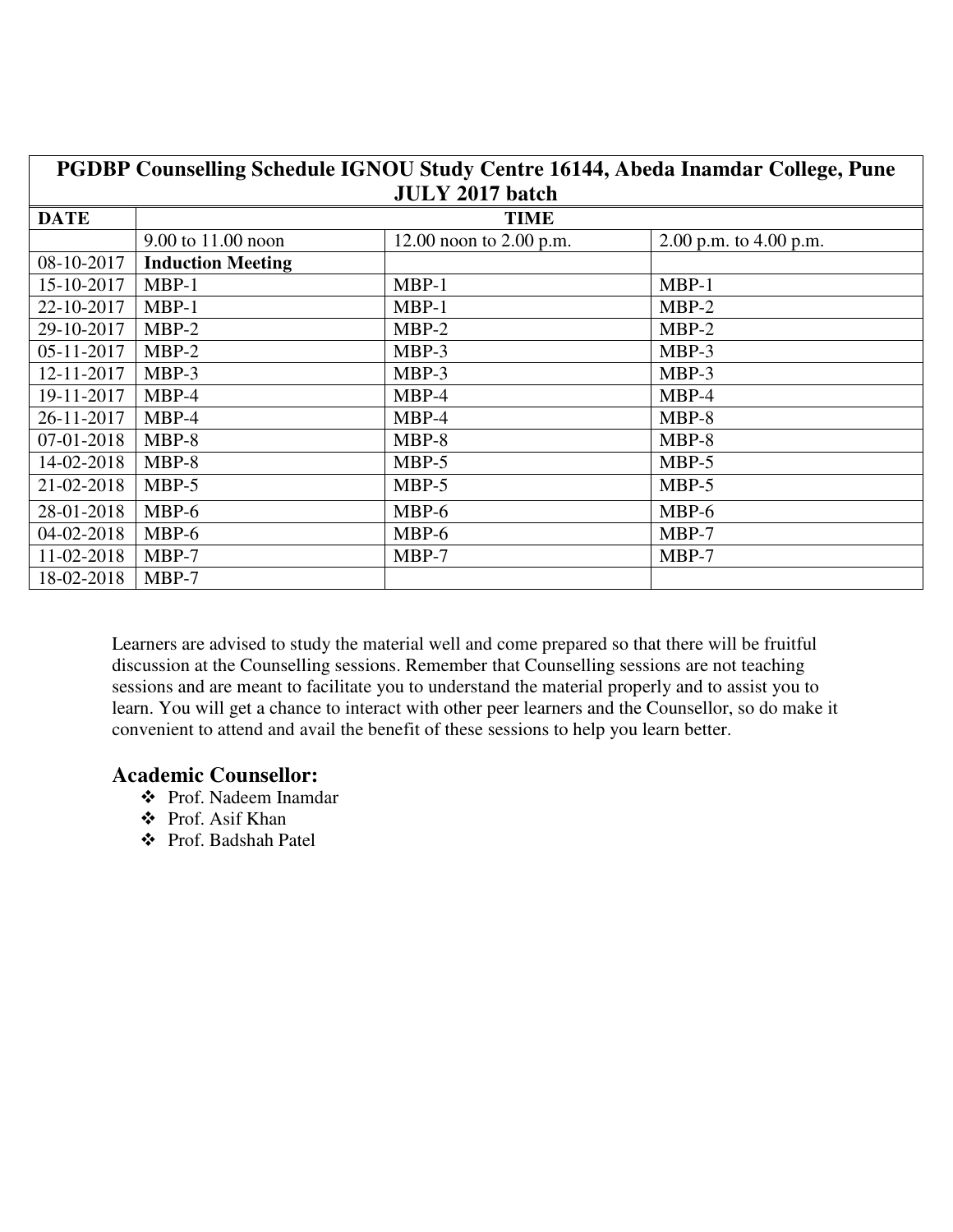| PGDBP Counselling Schedule IGNOU Study Centre 16144, Abeda Inamdar College, Pune JULY 2017 batch | | | |
|---|---|---|---|
| **DATE** | **TIME** | | |
| | 9.00 to 11.00 noon | 12.00 noon to 2.00 p.m. | 2.00 p.m. to 4.00 p.m. |
| 08-10-2017 | **Induction Meeting** | | |
| 15-10-2017 | MBP-1 | MBP-1 | MBP-1 |
| 22-10-2017 | MBP-1 | MBP-1 | MBP-2 |
| 29-10-2017 | MBP-2 | MBP-2 | MBP-2 |
| 05-11-2017 | MBP-2 | MBP-3 | MBP-3 |
| 12-11-2017 | MBP-3 | MBP-3 | MBP-3 |
| 19-11-2017 | MBP-4 | MBP-4 | MBP-4 |
| 26-11-2017 | MBP-4 | MBP-4 | MBP-8 |
| 07-01-2018 | MBP-8 | MBP-8 | MBP-8 |
| 14-02-2018 | MBP-8 | MBP-5 | MBP-5 |
| 21-02-2018 | MBP-5 | MBP-5 | MBP-5 |
| 28-01-2018 | MBP-6 | MBP-6 | MBP-6 |
| 04-02-2018 | MBP-6 | MBP-6 | MBP-7 |
| 11-02-2018 | MBP-7 | MBP-7 | MBP-7 |
| 18-02-2018 | MBP-7 | | |

Learners are advised to study the material well and come prepared so that there will be fruitful discussion at the Counselling sessions. Remember that Counselling sessions are not teaching sessions and are meant to facilitate you to understand the material properly and to assist you to learn. You will get a chance to interact with other peer learners and the Counsellor, so do make it convenient to attend and avail the benefit of these sessions to help you learn better.

## Academic Counsellor:

- Prof. Nadeem Inamdar
- Prof. Asif Khan
- Prof. Badshah Patel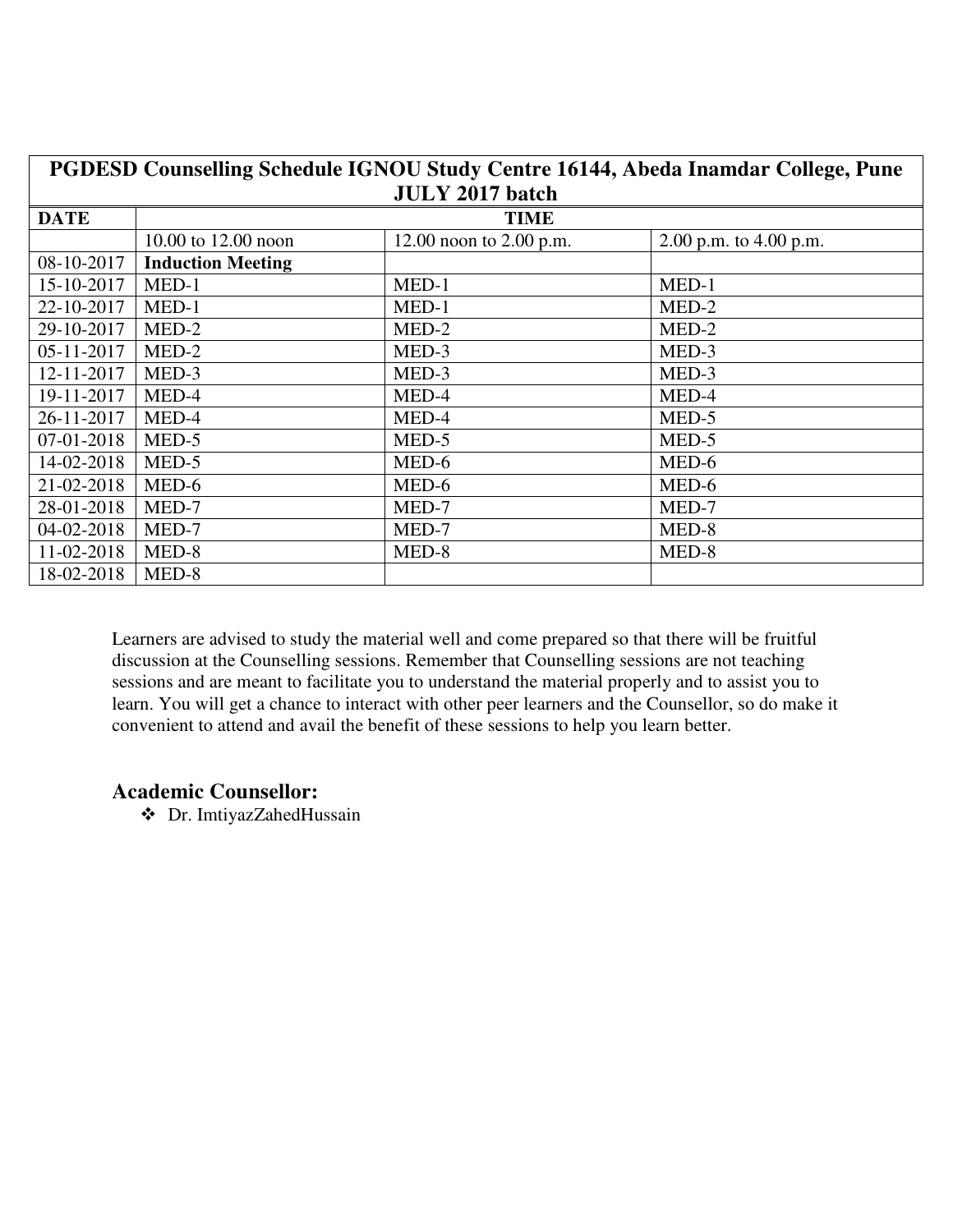| PGDESD Counselling Schedule IGNOU Study Centre 16144, Abeda Inamdar College, Pune JULY 2017 batch | | | |
|---|---|---|---|
| **DATE** | **TIME** | | |
| | 10.00 to 12.00 noon | 12.00 noon to 2.00 p.m. | 2.00 p.m. to 4.00 p.m. |
| 08-10-2017 | **Induction Meeting** | | |
| 15-10-2017 | MED-1 | MED-1 | MED-1 |
| 22-10-2017 | MED-1 | MED-1 | MED-2 |
| 29-10-2017 | MED-2 | MED-2 | MED-2 |
| 05-11-2017 | MED-2 | MED-3 | MED-3 |
| 12-11-2017 | MED-3 | MED-3 | MED-3 |
| 19-11-2017 | MED-4 | MED-4 | MED-4 |
| 26-11-2017 | MED-4 | MED-4 | MED-5 |
| 07-01-2018 | MED-5 | MED-5 | MED-5 |
| 14-02-2018 | MED-5 | MED-6 | MED-6 |
| 21-02-2018 | MED-6 | MED-6 | MED-6 |
| 28-01-2018 | MED-7 | MED-7 | MED-7 |
| 04-02-2018 | MED-7 | MED-7 | MED-8 |
| 11-02-2018 | MED-8 | MED-8 | MED-8 |
| 18-02-2018 | MED-8 | | |

Learners are advised to study the material well and come prepared so that there will be fruitful discussion at the Counselling sessions. Remember that Counselling sessions are not teaching sessions and are meant to facilitate you to understand the material properly and to assist you to learn. You will get a chance to interact with other peer learners and the Counsellor, so do make it convenient to attend and avail the benefit of these sessions to help you learn better.

## Academic Counsellor:

- Dr. ImtiyazZahedHussain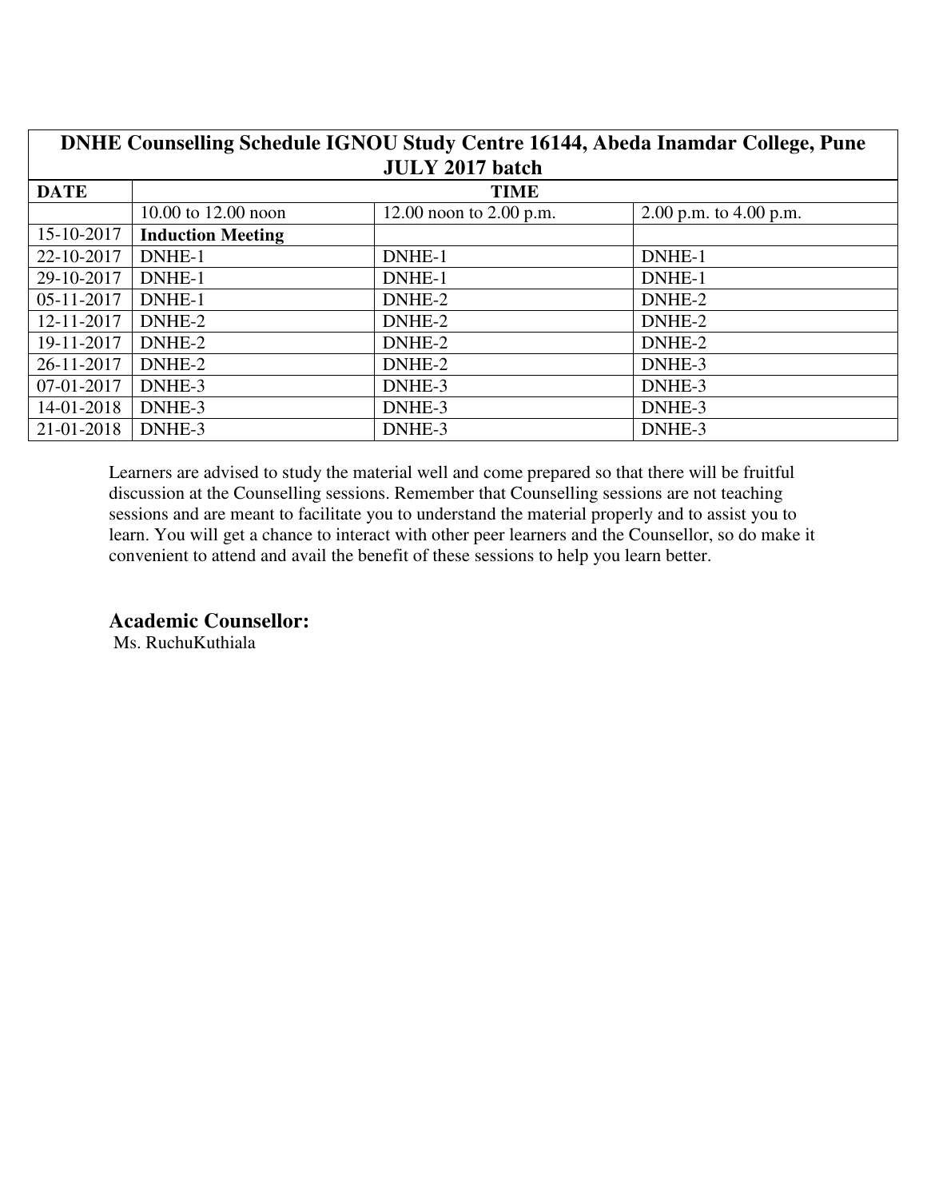| DNHE Counselling Schedule IGNOU Study Centre 16144, Abeda Inamdar College, Pune JULY 2017 batch | | | |
|---|---|---|---|
| **DATE** | **TIME** | | |
| | 10.00 to 12.00 noon | 12.00 noon to 2.00 p.m. | 2.00 p.m. to 4.00 p.m. |
| 15-10-2017 | **Induction Meeting** | | |
| 22-10-2017 | DNHE-1 | DNHE-1 | DNHE-1 |
| 29-10-2017 | DNHE-1 | DNHE-1 | DNHE-1 |
| 05-11-2017 | DNHE-1 | DNHE-2 | DNHE-2 |
| 12-11-2017 | DNHE-2 | DNHE-2 | DNHE-2 |
| 19-11-2017 | DNHE-2 | DNHE-2 | DNHE-2 |
| 26-11-2017 | DNHE-2 | DNHE-2 | DNHE-3 |
| 07-01-2017 | DNHE-3 | DNHE-3 | DNHE-3 |
| 14-01-2018 | DNHE-3 | DNHE-3 | DNHE-3 |
| 21-01-2018 | DNHE-3 | DNHE-3 | DNHE-3 |

Learners are advised to study the material well and come prepared so that there will be fruitful discussion at the Counselling sessions. Remember that Counselling sessions are not teaching sessions and are meant to facilitate you to understand the material properly and to assist you to learn. You will get a chance to interact with other peer learners and the Counsellor, so do make it convenient to attend and avail the benefit of these sessions to help you learn better.

### Academic Counsellor:

Ms. RuchuKuthiala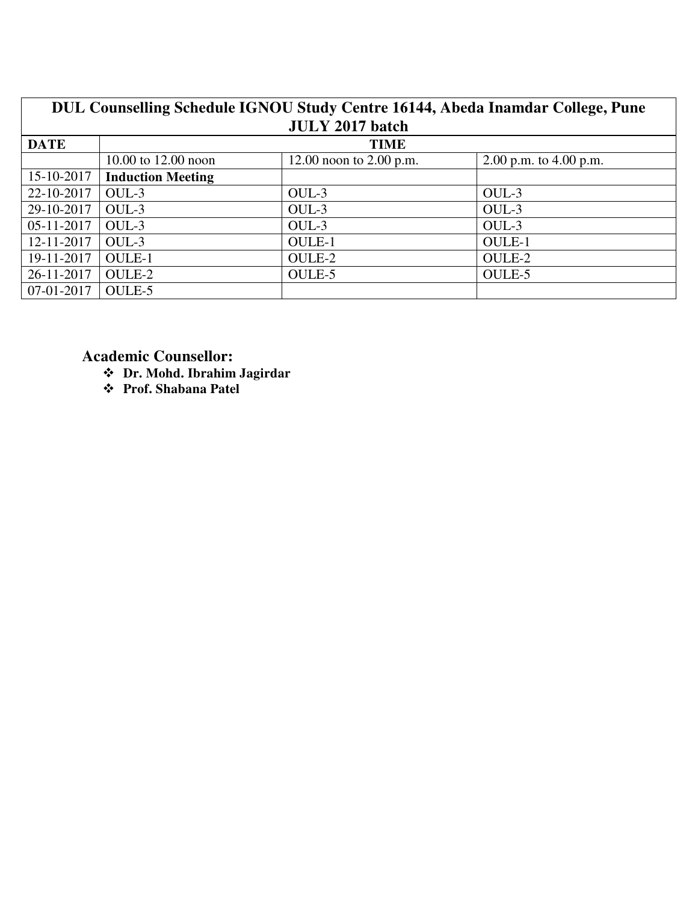| DUL Counselling Schedule IGNOU Study Centre 16144, Abeda Inamdar College, Pune JULY 2017 batch | | | |
|---|---|---|---|
| **DATE** | **TIME** | | |
| | 10.00 to 12.00 noon | 12.00 noon to 2.00 p.m. | 2.00 p.m. to 4.00 p.m. |
| 15-10-2017 | **Induction Meeting** | | |
| 22-10-2017 | OUL-3 | OUL-3 | OUL-3 |
| 29-10-2017 | OUL-3 | OUL-3 | OUL-3 |
| 05-11-2017 | OUL-3 | OUL-3 | OUL-3 |
| 12-11-2017 | OUL-3 | OULE-1 | OULE-1 |
| 19-11-2017 | OULE-1 | OULE-2 | OULE-2 |
| 26-11-2017 | OULE-2 | OULE-5 | OULE-5 |
| 07-01-2017 | OULE-5 | | |

### Academic Counsellor:

- **Dr. Mohd. Ibrahim Jagirdar**
- **Prof. Shabana Patel**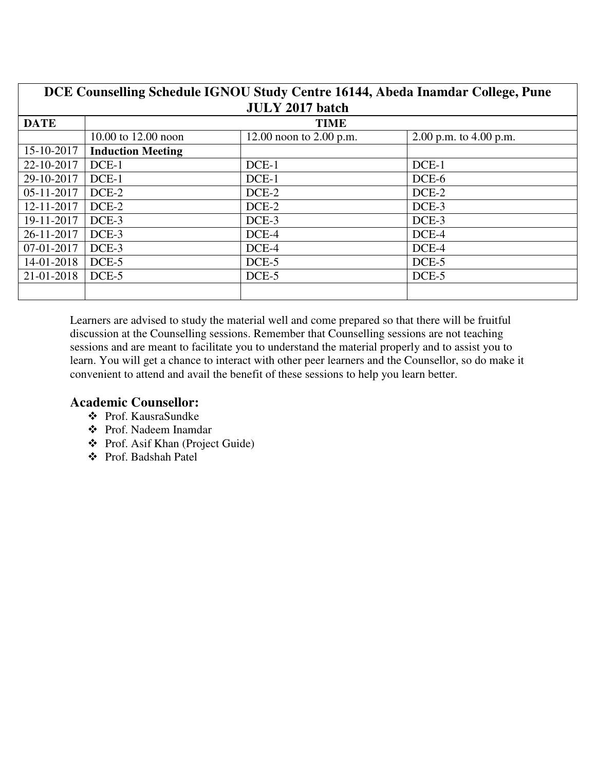| DCE Counselling Schedule IGNOU Study Centre 16144, Abeda Inamdar College, Pune JULY 2017 batch | | | |
|---|---|---|---|
| **DATE** | **TIME** | | |
| | 10.00 to 12.00 noon | 12.00 noon to 2.00 p.m. | 2.00 p.m. to 4.00 p.m. |
| 15-10-2017 | **Induction Meeting** | | |
| 22-10-2017 | DCE-1 | DCE-1 | DCE-1 |
| 29-10-2017 | DCE-1 | DCE-1 | DCE-6 |
| 05-11-2017 | DCE-2 | DCE-2 | DCE-2 |
| 12-11-2017 | DCE-2 | DCE-2 | DCE-3 |
| 19-11-2017 | DCE-3 | DCE-3 | DCE-3 |
| 26-11-2017 | DCE-3 | DCE-4 | DCE-4 |
| 07-01-2017 | DCE-3 | DCE-4 | DCE-4 |
| 14-01-2018 | DCE-5 | DCE-5 | DCE-5 |
| 21-01-2018 | DCE-5 | DCE-5 | DCE-5 |
| | | | |

Learners are advised to study the material well and come prepared so that there will be fruitful discussion at the Counselling sessions. Remember that Counselling sessions are not teaching sessions and are meant to facilitate you to understand the material properly and to assist you to learn. You will get a chance to interact with other peer learners and the Counsellor, so do make it convenient to attend and avail the benefit of these sessions to help you learn better.

## Academic Counsellor:

- Prof. KausraSundke
- Prof. Nadeem Inamdar
- Prof. Asif Khan (Project Guide)
- Prof. Badshah Patel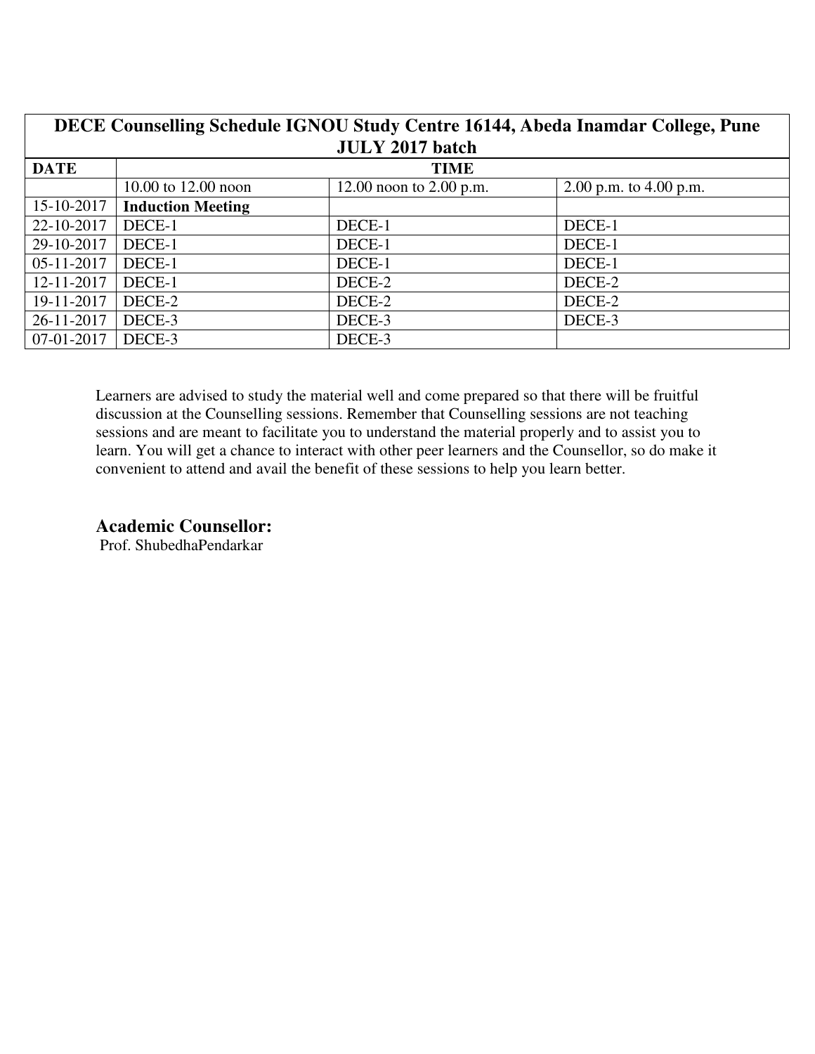| DECE Counselling Schedule IGNOU Study Centre 16144, Abeda Inamdar College, Pune JULY 2017 batch | | | |
|---|---|---|---|
| **DATE** | **TIME** | | |
| | 10.00 to 12.00 noon | 12.00 noon to 2.00 p.m. | 2.00 p.m. to 4.00 p.m. |
| 15-10-2017 | **Induction Meeting** | | |
| 22-10-2017 | DECE-1 | DECE-1 | DECE-1 |
| 29-10-2017 | DECE-1 | DECE-1 | DECE-1 |
| 05-11-2017 | DECE-1 | DECE-1 | DECE-1 |
| 12-11-2017 | DECE-1 | DECE-2 | DECE-2 |
| 19-11-2017 | DECE-2 | DECE-2 | DECE-2 |
| 26-11-2017 | DECE-3 | DECE-3 | DECE-3 |
| 07-01-2017 | DECE-3 | DECE-3 | |

Learners are advised to study the material well and come prepared so that there will be fruitful discussion at the Counselling sessions. Remember that Counselling sessions are not teaching sessions and are meant to facilitate you to understand the material properly and to assist you to learn. You will get a chance to interact with other peer learners and the Counsellor, so do make it convenient to attend and avail the benefit of these sessions to help you learn better.

### Academic Counsellor:

Prof. ShubedhaPendarkar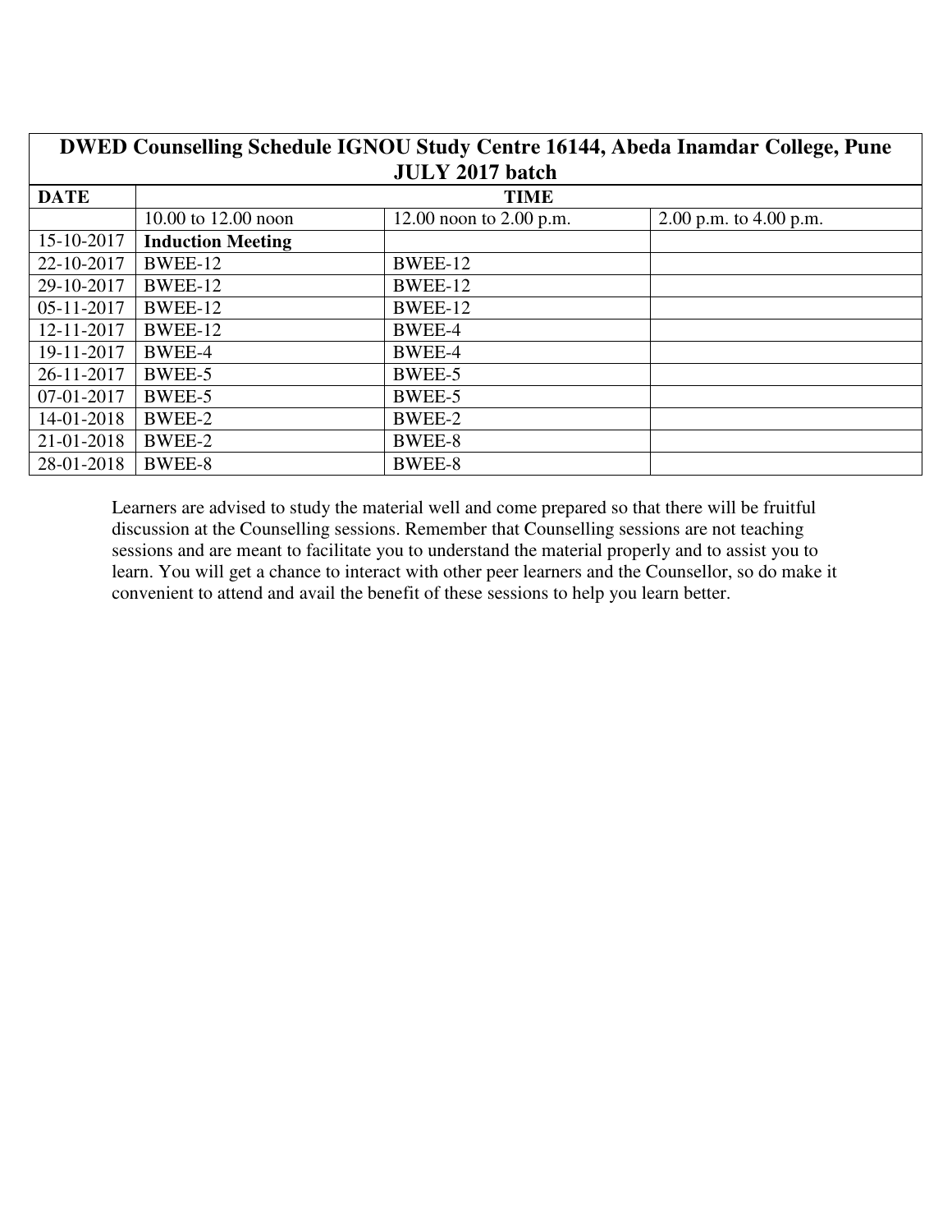| DWED Counselling Schedule IGNOU Study Centre 16144, Abeda Inamdar College, Pune JULY 2017 batch | | | |
|---|---|---|---|
| **DATE** | **TIME** | | |
| | 10.00 to 12.00 noon | 12.00 noon to 2.00 p.m. | 2.00 p.m. to 4.00 p.m. |
| 15-10-2017 | **Induction Meeting** | | |
| 22-10-2017 | BWEE-12 | BWEE-12 | |
| 29-10-2017 | BWEE-12 | BWEE-12 | |
| 05-11-2017 | BWEE-12 | BWEE-12 | |
| 12-11-2017 | BWEE-12 | BWEE-4 | |
| 19-11-2017 | BWEE-4 | BWEE-4 | |
| 26-11-2017 | BWEE-5 | BWEE-5 | |
| 07-01-2017 | BWEE-5 | BWEE-5 | |
| 14-01-2018 | BWEE-2 | BWEE-2 | |
| 21-01-2018 | BWEE-2 | BWEE-8 | |
| 28-01-2018 | BWEE-8 | BWEE-8 | |

Learners are advised to study the material well and come prepared so that there will be fruitful discussion at the Counselling sessions. Remember that Counselling sessions are not teaching sessions and are meant to facilitate you to understand the material properly and to assist you to learn. You will get a chance to interact with other peer learners and the Counsellor, so do make it convenient to attend and avail the benefit of these sessions to help you learn better.